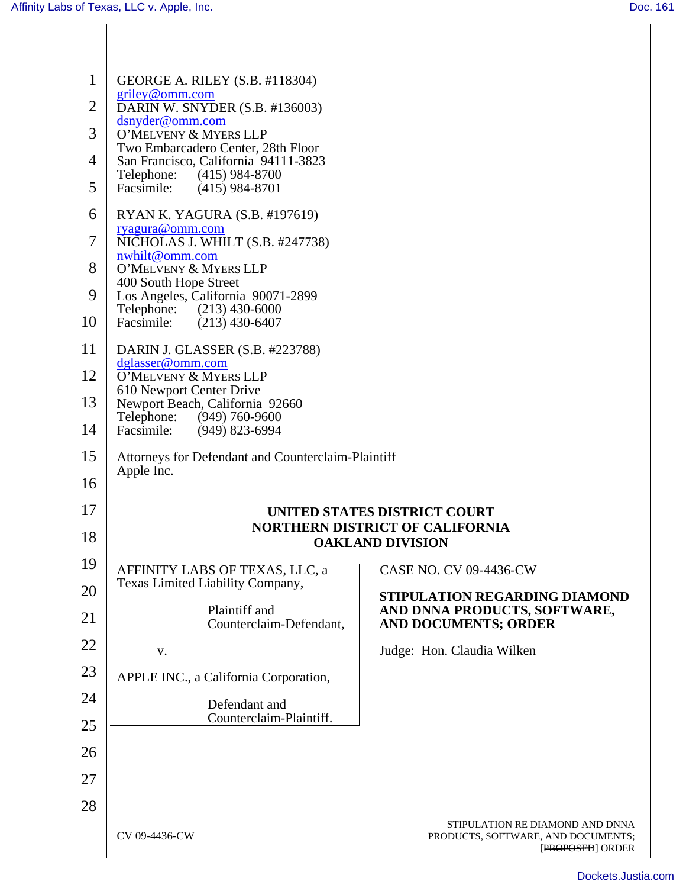GEORGE A. RILEY (S.B. #118304)
griley@omm.com
DARIN W. SNYDER (S.B. #136003)
dsnyder@omm.com
O'MELVENY & MYERS LLP
Two Embarcadero Center, 28th Floor
San Francisco, California 94111-3823
Telephone: (415) 984-8700
Facsimile: (415) 984-8701

RYAN K. YAGURA (S.B. #197619)
ryagura@omm.com
NICHOLAS J. WHILT (S.B. #247738)
nwhilt@omm.com
O'MELVENY & MYERS LLP
400 South Hope Street
Los Angeles, California 90071-2899
Telephone: (213) 430-6000
Facsimile: (213) 430-6407

DARIN J. GLASSER (S.B. #223788)
dglasser@omm.com
O'MELVENY & MYERS LLP
610 Newport Center Drive
Newport Beach, California 92660
Telephone: (949) 760-9600
Facsimile: (949) 823-6994

Attorneys for Defendant and Counterclaim-Plaintiff
Apple Inc.

**UNITED STATES DISTRICT COURT**
**NORTHERN DISTRICT OF CALIFORNIA**
**OAKLAND DIVISION**

AFFINITY LABS OF TEXAS, LLC, a Texas Limited Liability Company,

Plaintiff and Counterclaim-Defendant,

v.

APPLE INC., a California Corporation,

Defendant and Counterclaim-Plaintiff.

CASE NO. CV 09-4436-CW

**STIPULATION REGARDING DIAMOND AND DNNA PRODUCTS, SOFTWARE, AND DOCUMENTS; ORDER**

Judge: Hon. Claudia Wilken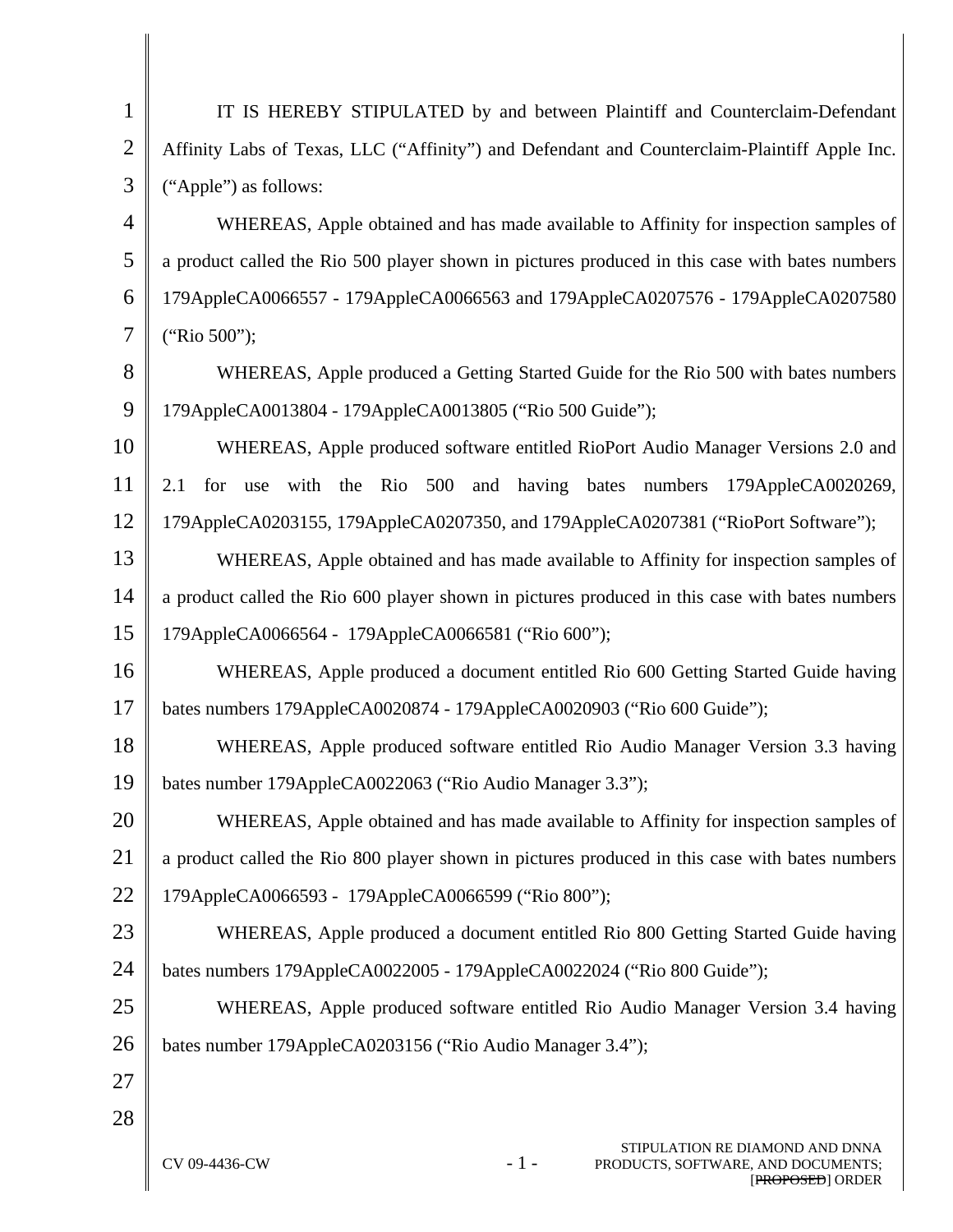IT IS HEREBY STIPULATED by and between Plaintiff and Counterclaim-Defendant Affinity Labs of Texas, LLC ("Affinity") and Defendant and Counterclaim-Plaintiff Apple Inc. ("Apple") as follows:

WHEREAS, Apple obtained and has made available to Affinity for inspection samples of a product called the Rio 500 player shown in pictures produced in this case with bates numbers 179AppleCA0066557 - 179AppleCA0066563 and 179AppleCA0207576 - 179AppleCA0207580 ("Rio 500");

WHEREAS, Apple produced a Getting Started Guide for the Rio 500 with bates numbers 179AppleCA0013804 - 179AppleCA0013805 ("Rio 500 Guide");

WHEREAS, Apple produced software entitled RioPort Audio Manager Versions 2.0 and 2.1 for use with the Rio 500 and having bates numbers 179AppleCA0020269, 179AppleCA0203155, 179AppleCA0207350, and 179AppleCA0207381 ("RioPort Software");

WHEREAS, Apple obtained and has made available to Affinity for inspection samples of a product called the Rio 600 player shown in pictures produced in this case with bates numbers 179AppleCA0066564 - 179AppleCA0066581 ("Rio 600");

WHEREAS, Apple produced a document entitled Rio 600 Getting Started Guide having bates numbers 179AppleCA0020874 - 179AppleCA0020903 ("Rio 600 Guide");

WHEREAS, Apple produced software entitled Rio Audio Manager Version 3.3 having bates number 179AppleCA0022063 ("Rio Audio Manager 3.3");

WHEREAS, Apple obtained and has made available to Affinity for inspection samples of a product called the Rio 800 player shown in pictures produced in this case with bates numbers 179AppleCA0066593 - 179AppleCA0066599 ("Rio 800");

WHEREAS, Apple produced a document entitled Rio 800 Getting Started Guide having bates numbers 179AppleCA0022005 - 179AppleCA0022024 ("Rio 800 Guide");

WHEREAS, Apple produced software entitled Rio Audio Manager Version 3.4 having bates number 179AppleCA0203156 ("Rio Audio Manager 3.4");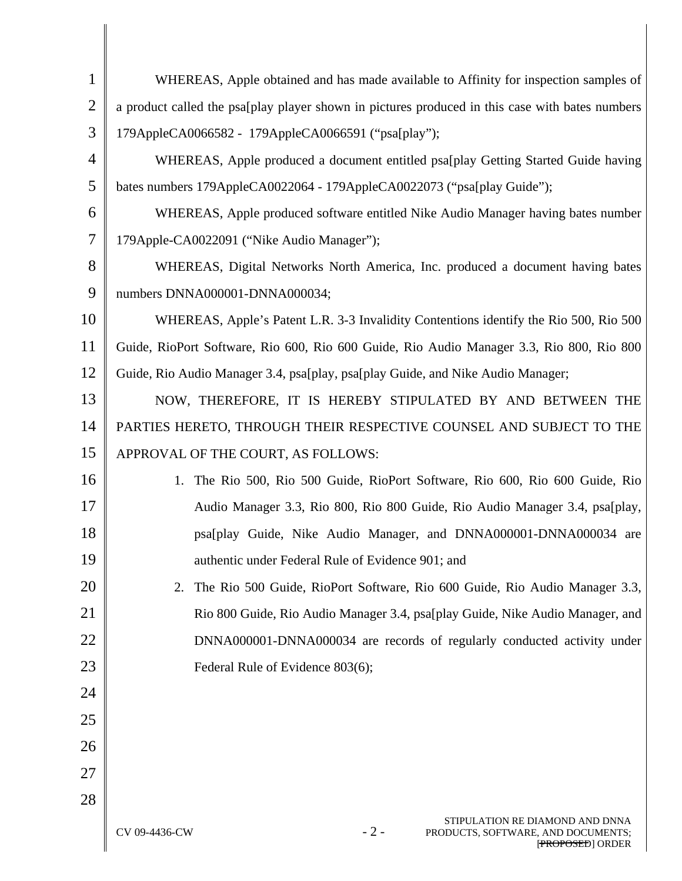WHEREAS, Apple obtained and has made available to Affinity for inspection samples of a product called the psa[play player shown in pictures produced in this case with bates numbers 179AppleCA0066582 - 179AppleCA0066591 ("psa[play");

WHEREAS, Apple produced a document entitled psa[play Getting Started Guide having bates numbers 179AppleCA0022064 - 179AppleCA0022073 ("psa[play Guide");

WHEREAS, Apple produced software entitled Nike Audio Manager having bates number 179Apple-CA0022091 ("Nike Audio Manager");

WHEREAS, Digital Networks North America, Inc. produced a document having bates numbers DNNA000001-DNNA000034;

WHEREAS, Apple's Patent L.R. 3-3 Invalidity Contentions identify the Rio 500, Rio 500 Guide, RioPort Software, Rio 600, Rio 600 Guide, Rio Audio Manager 3.3, Rio 800, Rio 800 Guide, Rio Audio Manager 3.4, psa[play, psa[play Guide, and Nike Audio Manager;

NOW, THEREFORE, IT IS HEREBY STIPULATED BY AND BETWEEN THE PARTIES HERETO, THROUGH THEIR RESPECTIVE COUNSEL AND SUBJECT TO THE APPROVAL OF THE COURT, AS FOLLOWS:

1. The Rio 500, Rio 500 Guide, RioPort Software, Rio 600, Rio 600 Guide, Rio Audio Manager 3.3, Rio 800, Rio 800 Guide, Rio Audio Manager 3.4, psa[play, psa[play Guide, Nike Audio Manager, and DNNA000001-DNNA000034 are authentic under Federal Rule of Evidence 901; and
2. The Rio 500 Guide, RioPort Software, Rio 600 Guide, Rio Audio Manager 3.3, Rio 800 Guide, Rio Audio Manager 3.4, psa[play Guide, Nike Audio Manager, and DNNA000001-DNNA000034 are records of regularly conducted activity under Federal Rule of Evidence 803(6);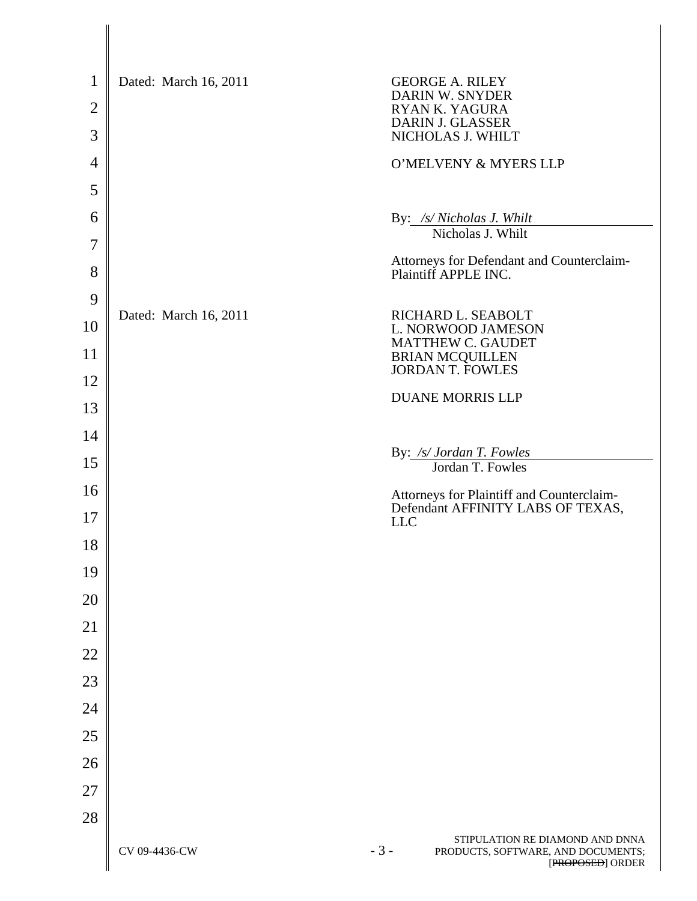Dated: March 16, 2011

GEORGE A. RILEY
DARIN W. SNYDER
RYAN K. YAGURA
DARIN J. GLASSER
NICHOLAS J. WHILT

O'MELVENY & MYERS LLP

By: */s/ Nicholas J. Whilt*
Nicholas J. Whilt

Attorneys for Defendant and Counterclaim-Plaintiff APPLE INC.

Dated: March 16, 2011

RICHARD L. SEABOLT
L. NORWOOD JAMESON
MATTHEW C. GAUDET
BRIAN MCQUILLEN
JORDAN T. FOWLES

DUANE MORRIS LLP

By: */s/ Jordan T. Fowles*
Jordan T. Fowles

Attorneys for Plaintiff and Counterclaim-Defendant AFFINITY LABS OF TEXAS, LLC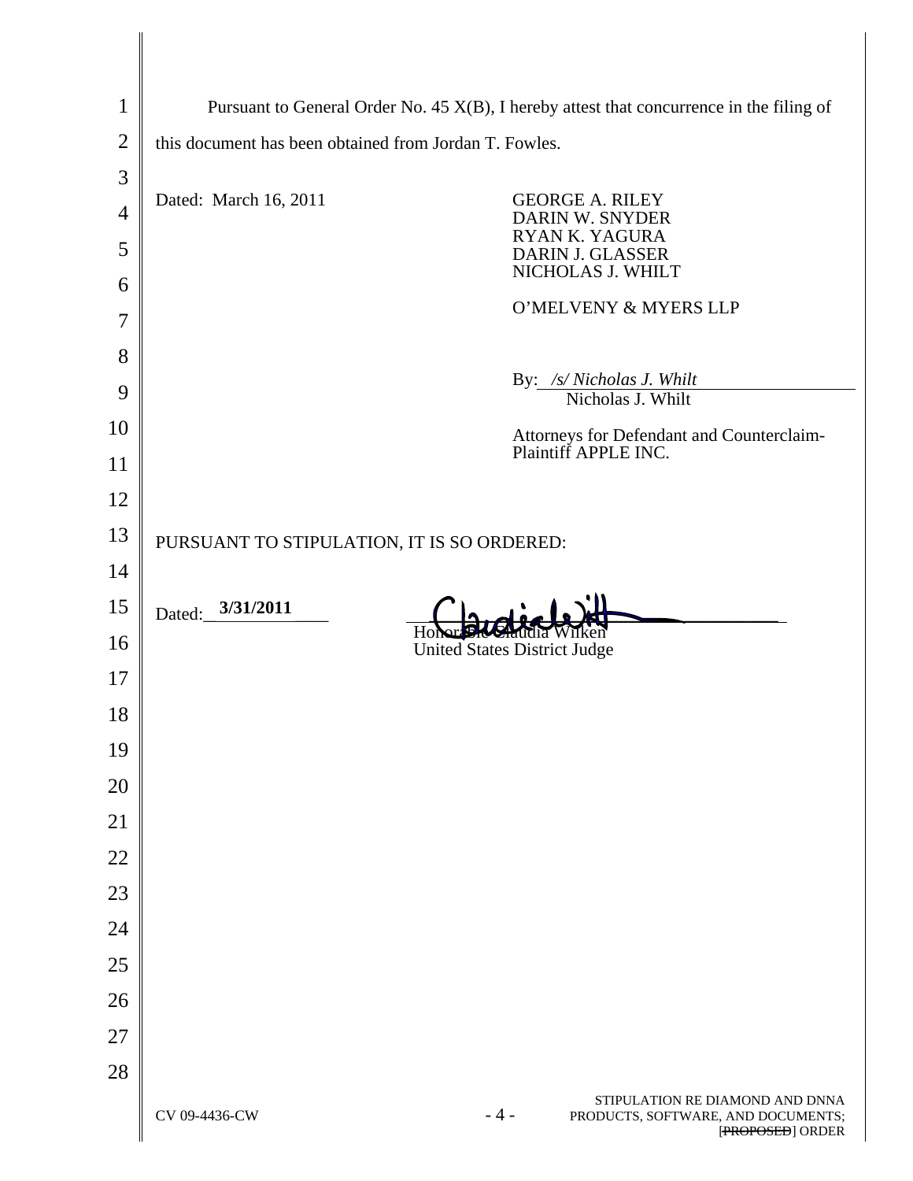Pursuant to General Order No. 45 X(B), I hereby attest that concurrence in the filing of this document has been obtained from Jordan T. Fowles.

Dated: March 16, 2011

GEORGE A. RILEY
DARIN W. SNYDER
RYAN K. YAGURA
DARIN J. GLASSER
NICHOLAS J. WHILT

O'MELVENY & MYERS LLP

By: */s/ Nicholas J. Whilt*
Nicholas J. Whilt

Attorneys for Defendant and Counterclaim-Plaintiff APPLE INC.

PURSUANT TO STIPULATION, IT IS SO ORDERED:

Dated: **3/31/2011**

Honorable Claudia Wilken
United States District Judge

CV 09-4436-CW

STIPULATION RE DIAMOND AND DNNA PRODUCTS, SOFTWARE, AND DOCUMENTS; ~~[PROPOSED]~~ ORDER